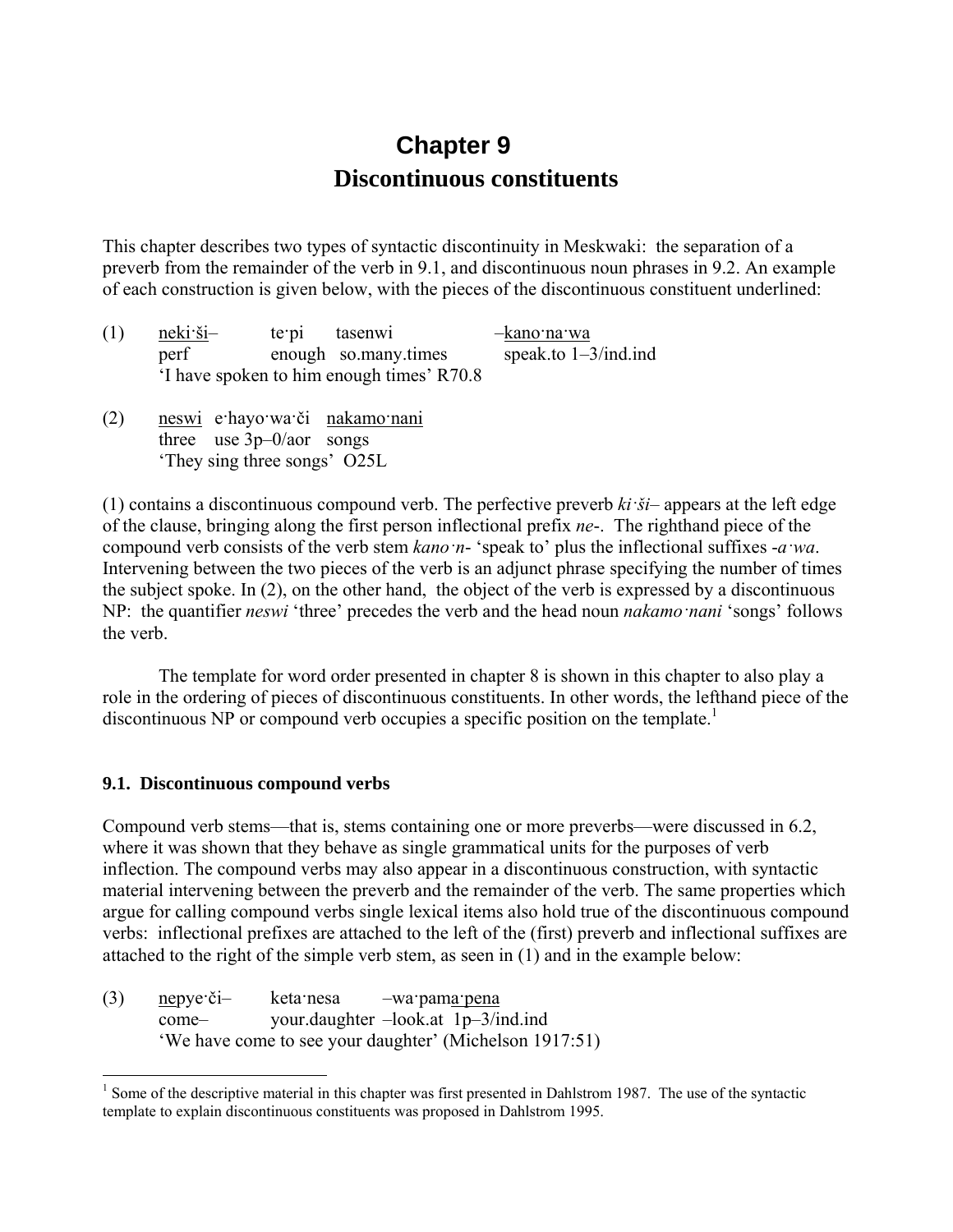# Chapter 9
# Discontinuous constituents

This chapter describes two types of syntactic discontinuity in Meskwaki: the separation of a preverb from the remainder of the verb in 9.1, and discontinuous noun phrases in 9.2. An example of each construction is given below, with the pieces of the discontinuous constituent underlined:

(1) <u>neki·ši</u>– te·pi tasenwi –<u>kano·na·wa</u>
perf enough so.many.times speak.to 1–3/ind.ind
'I have spoken to him enough times' R70.8

(2) <u>neswi</u> e·hayo·wa·či <u>nakamo·nani</u>
three use 3p–0/aor songs
'They sing three songs' O25L

(1) contains a discontinuous compound verb. The perfective preverb *ki·ši–* appears at the left edge of the clause, bringing along the first person inflectional prefix *ne-*. The righthand piece of the compound verb consists of the verb stem *kano·n-* 'speak to' plus the inflectional suffixes *-a·wa*. Intervening between the two pieces of the verb is an adjunct phrase specifying the number of times the subject spoke. In (2), on the other hand, the object of the verb is expressed by a discontinuous NP: the quantifier *neswi* 'three' precedes the verb and the head noun *nakamo·nani* 'songs' follows the verb.

The template for word order presented in chapter 8 is shown in this chapter to also play a role in the ordering of pieces of discontinuous constituents. In other words, the lefthand piece of the discontinuous NP or compound verb occupies a specific position on the template.[1]

### 9.1. Discontinuous compound verbs

Compound verb stems—that is, stems containing one or more preverbs—were discussed in 6.2, where it was shown that they behave as single grammatical units for the purposes of verb inflection. The compound verbs may also appear in a discontinuous construction, with syntactic material intervening between the preverb and the remainder of the verb. The same properties which argue for calling compound verbs single lexical items also hold true of the discontinuous compound verbs: inflectional prefixes are attached to the left of the (first) preverb and inflectional suffixes are attached to the right of the simple verb stem, as seen in (1) and in the example below:

(3) <u>ne</u>pye·či– keta·nesa –wa·pam<u>a·pena</u>
come– your.daughter –look.at 1p–3/ind.ind
'We have come to see your daughter' (Michelson 1917:51)

[1] Some of the descriptive material in this chapter was first presented in Dahlstrom 1987. The use of the syntactic template to explain discontinuous constituents was proposed in Dahlstrom 1995.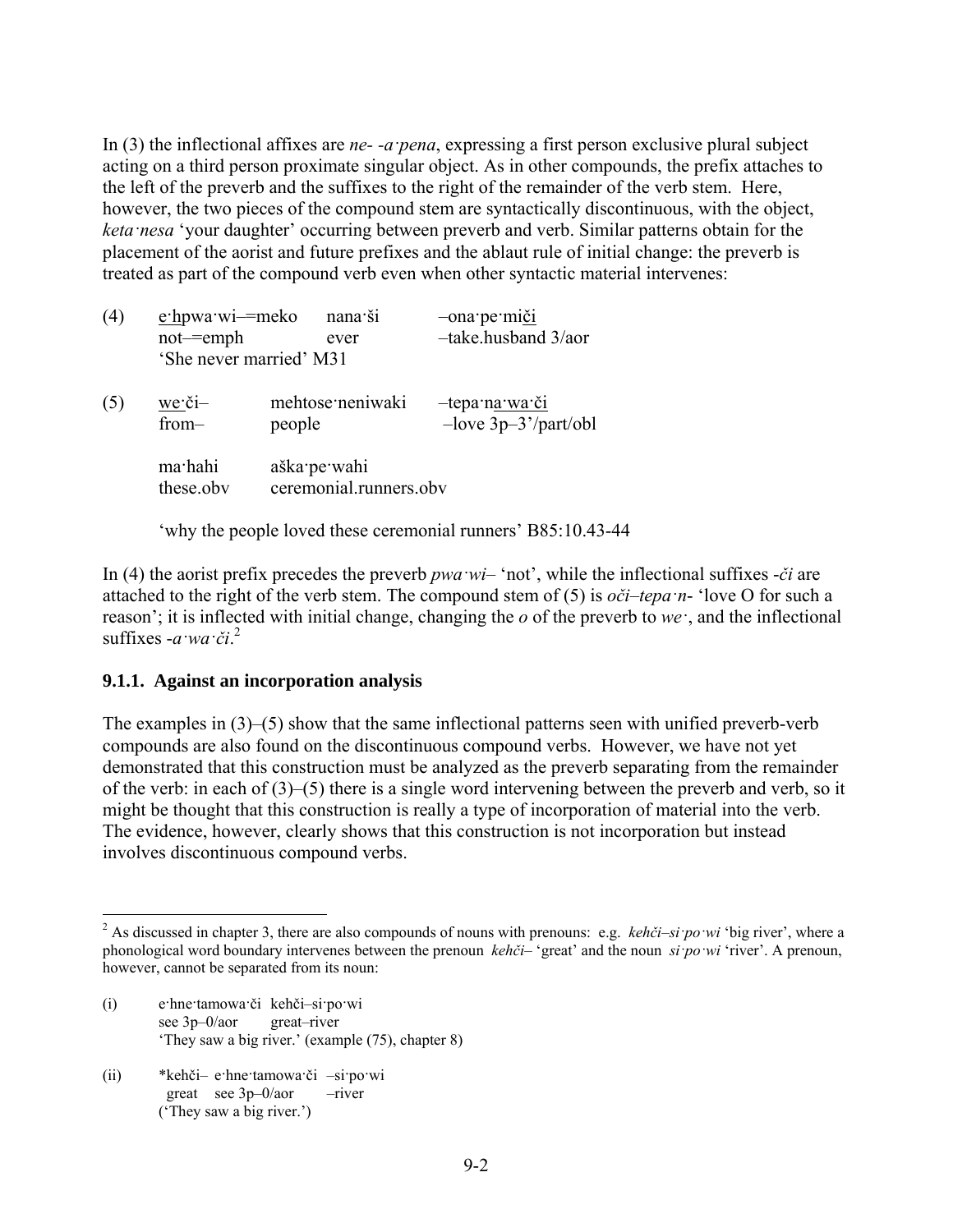In (3) the inflectional affixes are *ne- -a·pena*, expressing a first person exclusive plural subject acting on a third person proximate singular object. As in other compounds, the prefix attaches to the left of the preverb and the suffixes to the right of the remainder of the verb stem. Here, however, the two pieces of the compound stem are syntactically discontinuous, with the object, *keta·nesa* 'your daughter' occurring between preverb and verb. Similar patterns obtain for the placement of the aorist and future prefixes and the ablaut rule of initial change: the preverb is treated as part of the compound verb even when other syntactic material intervenes:

(4) <u>e·h</u>pwa·wi–=meko nana·ši –ona·pe·mi<u>či</u>
  not–=emph ever –take.husband 3/aor
  'She never married' M31

(5) <u>we·</u>či– mehtose·neniwaki –tepa·<u>na·wa·či</u>
  from– people –love 3p–3'/part/obl

  ma·hahi aška·pe·wahi
  these.obv ceremonial.runners.obv

  'why the people loved these ceremonial runners' B85:10.43-44

In (4) the aorist prefix precedes the preverb *pwa·wi–* 'not', while the inflectional suffixes -*či* are attached to the right of the verb stem. The compound stem of (5) is *oči–tepa·n-* 'love O for such a reason'; it is inflected with initial change, changing the *o* of the preverb to *we·*, and the inflectional suffixes -*a·wa·či*.[2]

### 9.1.1. Against an incorporation analysis

The examples in (3)–(5) show that the same inflectional patterns seen with unified preverb-verb compounds are also found on the discontinuous compound verbs. However, we have not yet demonstrated that this construction must be analyzed as the preverb separating from the remainder of the verb: in each of (3)–(5) there is a single word intervening between the preverb and verb, so it might be thought that this construction is really a type of incorporation of material into the verb. The evidence, however, clearly shows that this construction is not incorporation but instead involves discontinuous compound verbs.

---

[2] As discussed in chapter 3, there are also compounds of nouns with prenouns: e.g. *kehči–si·po·wi* 'big river', where a phonological word boundary intervenes between the prenoun *kehči–* 'great' and the noun *si·po·wi* 'river'. A prenoun, however, cannot be separated from its noun:

(i) e·hne·tamowa·či kehči–si·po·wi
  see 3p–0/aor great–river
  'They saw a big river.' (example (75), chapter 8)

(ii) *kehči– e·hne·tamowa·či –si·po·wi
  great see 3p–0/aor –river
  ('They saw a big river.')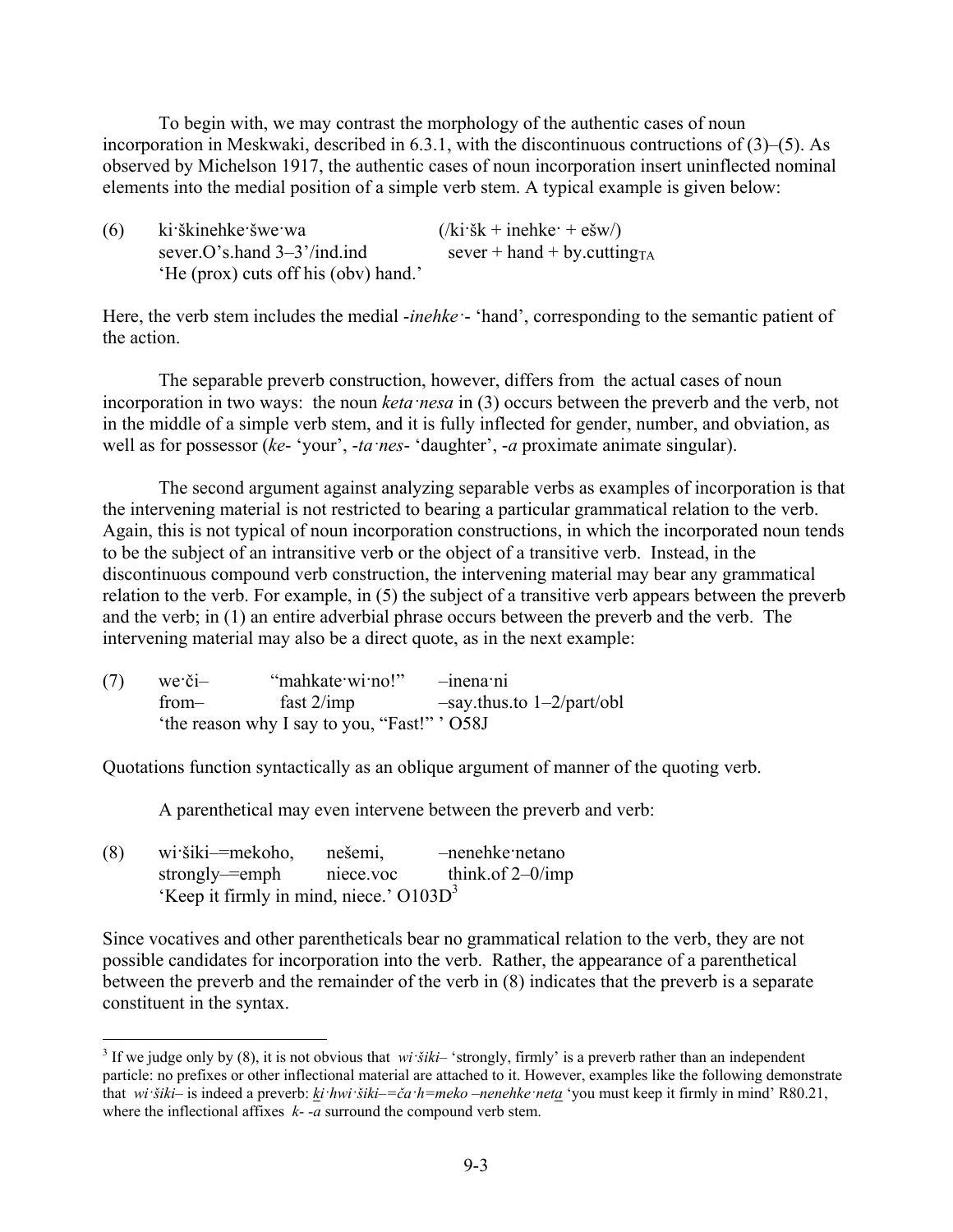To begin with, we may contrast the morphology of the authentic cases of noun incorporation in Meskwaki, described in 6.3.1, with the discontinuous contructions of (3)–(5). As observed by Michelson 1917, the authentic cases of noun incorporation insert uninflected nominal elements into the medial position of a simple verb stem. A typical example is given below:

(6) ki·škinehke·šwe·wa (/ki·šk + inehke· + ešw/)
sever.O's.hand 3–3'/ind.ind sever + hand + by.cutting$_{TA}$
'He (prox) cuts off his (obv) hand.'

Here, the verb stem includes the medial -*inehke·*- 'hand', corresponding to the semantic patient of the action.

The separable preverb construction, however, differs from the actual cases of noun incorporation in two ways: the noun *keta·nesa* in (3) occurs between the preverb and the verb, not in the middle of a simple verb stem, and it is fully inflected for gender, number, and obviation, as well as for possessor (*ke*- 'your', -*ta·nes*- 'daughter', -*a* proximate animate singular).

The second argument against analyzing separable verbs as examples of incorporation is that the intervening material is not restricted to bearing a particular grammatical relation to the verb. Again, this is not typical of noun incorporation constructions, in which the incorporated noun tends to be the subject of an intransitive verb or the object of a transitive verb. Instead, in the discontinuous compound verb construction, the intervening material may bear any grammatical relation to the verb. For example, in (5) the subject of a transitive verb appears between the preverb and the verb; in (1) an entire adverbial phrase occurs between the preverb and the verb. The intervening material may also be a direct quote, as in the next example:

(7) we·či– "mahkate·wi·no!" –inena·ni
from– fast 2/imp –say.thus.to 1–2/part/obl
'the reason why I say to you, "Fast!" ' O58J

Quotations function syntactically as an oblique argument of manner of the quoting verb.

A parenthetical may even intervene between the preverb and verb:

(8) wi·šiki–=mekoho, nešemi, –nenehke·netano
strongly–=emph niece.voc think.of 2–0/imp
'Keep it firmly in mind, niece.' O103D[3]

Since vocatives and other parentheticals bear no grammatical relation to the verb, they are not possible candidates for incorporation into the verb. Rather, the appearance of a parenthetical between the preverb and the remainder of the verb in (8) indicates that the preverb is a separate constituent in the syntax.

[3] If we judge only by (8), it is not obvious that *wi·šiki*– 'strongly, firmly' is a preverb rather than an independent particle: no prefixes or other inflectional material are attached to it. However, examples like the following demonstrate that *wi·šiki*– is indeed a preverb: *ki·hwi·šiki–=ča·h=meko –nenehke·neta* 'you must keep it firmly in mind' R80.21, where the inflectional affixes *k*- -*a* surround the compound verb stem.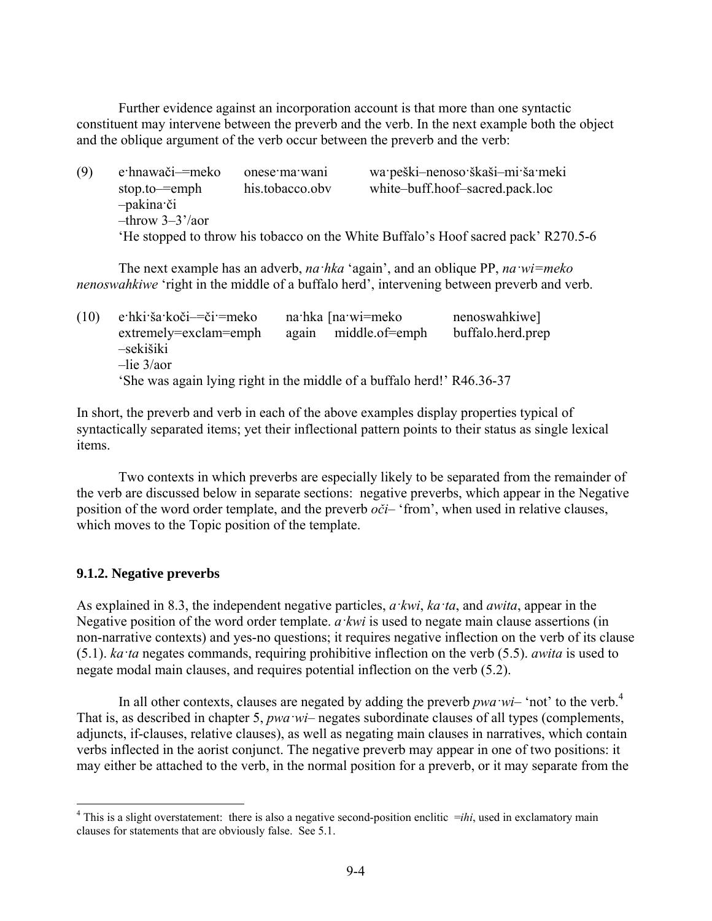Further evidence against an incorporation account is that more than one syntactic constituent may intervene between the preverb and the verb. In the next example both the object and the oblique argument of the verb occur between the preverb and the verb:

(9) e·hnawači–=meko onese·ma·wani wa·peški–nenoso·škaši–mi·ša·meki
stop.to–=emph his.tobacco.obv white–buff.hoof–sacred.pack.loc
–pakina·či
–throw 3–3'/aor
'He stopped to throw his tobacco on the White Buffalo's Hoof sacred pack' R270.5-6

The next example has an adverb, *na·hka* 'again', and an oblique PP, *na·wi=meko nenoswahkiwe* 'right in the middle of a buffalo herd', intervening between preverb and verb.

(10) e·hki·ša·koči–=či·=meko na·hka [na·wi=meko nenoswahkiwe]
extremely=exclam=emph again middle.of=emph buffalo.herd.prep
–sekišiki
–lie 3/aor
'She was again lying right in the middle of a buffalo herd!' R46.36-37

In short, the preverb and verb in each of the above examples display properties typical of syntactically separated items; yet their inflectional pattern points to their status as single lexical items.

Two contexts in which preverbs are especially likely to be separated from the remainder of the verb are discussed below in separate sections: negative preverbs, which appear in the Negative position of the word order template, and the preverb *oči–* 'from', when used in relative clauses, which moves to the Topic position of the template.

### 9.1.2. Negative preverbs

As explained in 8.3, the independent negative particles, *a·kwi*, *ka·ta*, and *awita*, appear in the Negative position of the word order template. *a·kwi* is used to negate main clause assertions (in non-narrative contexts) and yes-no questions; it requires negative inflection on the verb of its clause (5.1). *ka·ta* negates commands, requiring prohibitive inflection on the verb (5.5). *awita* is used to negate modal main clauses, and requires potential inflection on the verb (5.2).

In all other contexts, clauses are negated by adding the preverb *pwa·wi–* 'not' to the verb.[4] That is, as described in chapter 5, *pwa·wi–* negates subordinate clauses of all types (complements, adjuncts, if-clauses, relative clauses), as well as negating main clauses in narratives, which contain verbs inflected in the aorist conjunct. The negative preverb may appear in one of two positions: it may either be attached to the verb, in the normal position for a preverb, or it may separate from the

[4] This is a slight overstatement: there is also a negative second-position enclitic *=ihi*, used in exclamatory main clauses for statements that are obviously false. See 5.1.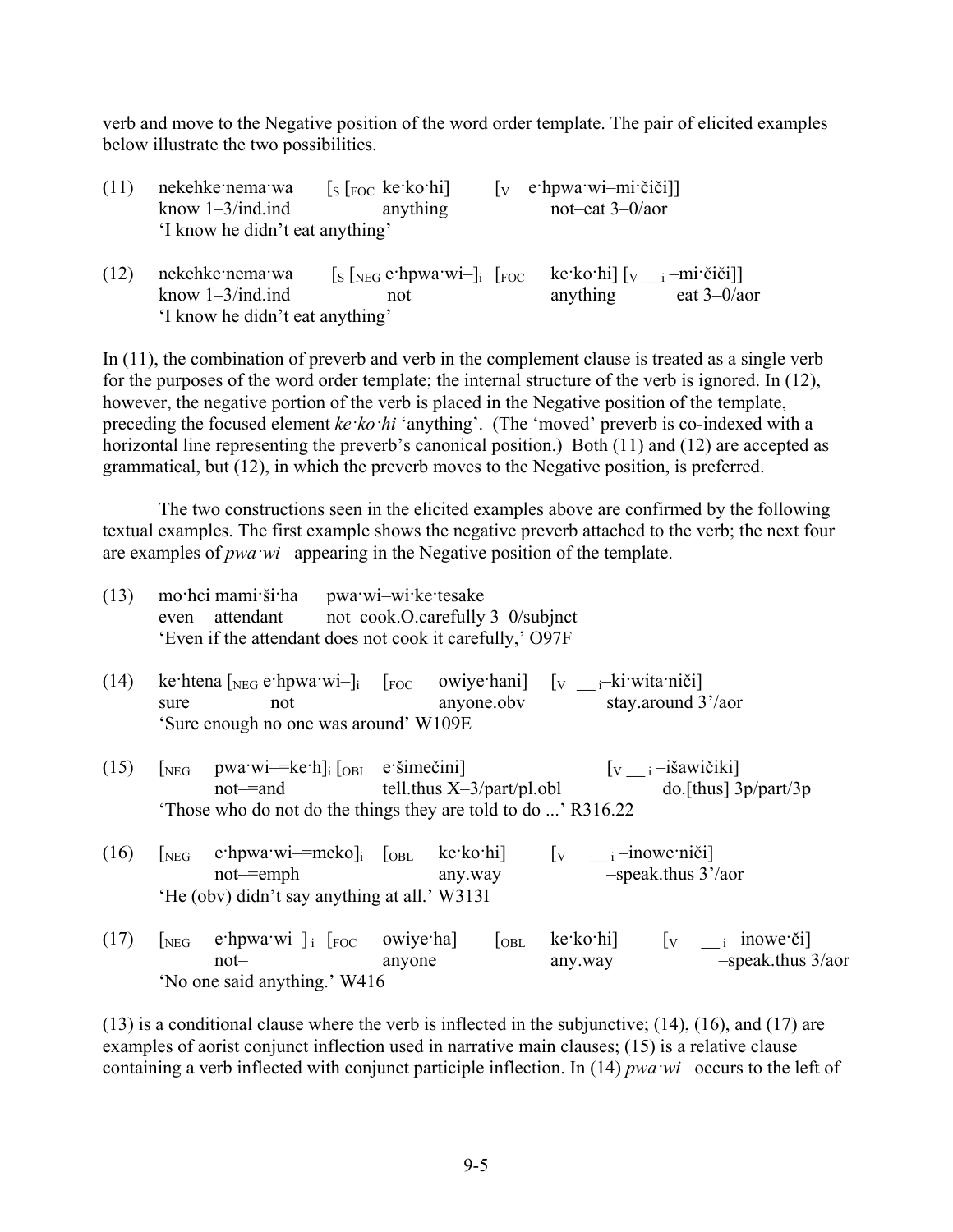verb and move to the Negative position of the word order template. The pair of elicited examples below illustrate the two possibilities.

(11) nekehke·nema·wa [$_S$ [$_{FOC}$ ke·ko·hi] [$_V$ e·hpwa·wi–mi·čiči]]
 know 1–3/ind.ind anything not–eat 3–0/aor
 'I know he didn't eat anything'

(12) nekehke·nema·wa [$_S$ [$_{NEG}$ e·hpwa·wi–]$_i$ [$_{FOC}$ ke·ko·hi] [$_V$ __$_i$ –mi·čiči]]
 know 1–3/ind.ind not anything eat 3–0/aor
 'I know he didn't eat anything'

In (11), the combination of preverb and verb in the complement clause is treated as a single verb for the purposes of the word order template; the internal structure of the verb is ignored. In (12), however, the negative portion of the verb is placed in the Negative position of the template, preceding the focused element *ke·ko·hi* 'anything'. (The 'moved' preverb is co-indexed with a horizontal line representing the preverb's canonical position.) Both (11) and (12) are accepted as grammatical, but (12), in which the preverb moves to the Negative position, is preferred.

The two constructions seen in the elicited examples above are confirmed by the following textual examples. The first example shows the negative preverb attached to the verb; the next four are examples of *pwa·wi–* appearing in the Negative position of the template.

(13) mo·hci mami·ši·ha pwa·wi–wi·ke·tesake
 even attendant not–cook.O.carefully 3–0/subjnct
 'Even if the attendant does not cook it carefully,' O97F

(14) ke·htena [$_{NEG}$ e·hpwa·wi–]$_i$ [$_{FOC}$ owiye·hani] [$_V$ __$_i$–ki·wita·niči]
 sure not anyone.obv stay.around 3'/aor
 'Sure enough no one was around' W109E

(15) [$_{NEG}$ pwa·wi–=ke·h]$_i$ [$_{OBL}$ e·šimečini] [$_V$ __$_i$ –išawičiki]
 not–=and tell.thus X–3/part/pl.obl do.[thus] 3p/part/3p
 'Those who do not do the things they are told to do ...' R316.22

(16) [$_{NEG}$ e·hpwa·wi–=meko]$_i$ [$_{OBL}$ ke·ko·hi] [$_V$ __$_i$ –inowe·niči]
 not–=emph any.way –speak.thus 3'/aor
 'He (obv) didn't say anything at all.' W313I

(17) [$_{NEG}$ e·hpwa·wi–]$_i$ [$_{FOC}$ owiye·ha] [$_{OBL}$ ke·ko·hi] [$_V$ __$_i$ –inowe·či]
 not– anyone any.way –speak.thus 3/aor
 'No one said anything.' W416

(13) is a conditional clause where the verb is inflected in the subjunctive; (14), (16), and (17) are examples of aorist conjunct inflection used in narrative main clauses; (15) is a relative clause containing a verb inflected with conjunct participle inflection. In (14) *pwa·wi–* occurs to the left of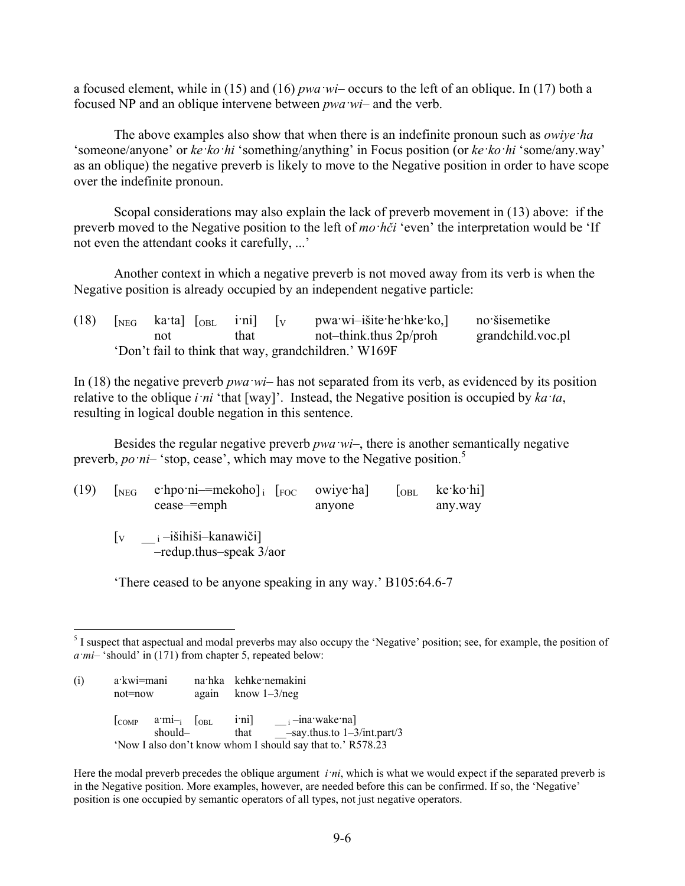a focused element, while in (15) and (16) *pwa·wi–* occurs to the left of an oblique. In (17) both a focused NP and an oblique intervene between *pwa·wi–* and the verb.

The above examples also show that when there is an indefinite pronoun such as *owiye·ha* 'someone/anyone' or *ke·ko·hi* 'something/anything' in Focus position (or *ke·ko·hi* 'some/any.way' as an oblique) the negative preverb is likely to move to the Negative position in order to have scope over the indefinite pronoun.

Scopal considerations may also explain the lack of preverb movement in (13) above: if the preverb moved to the Negative position to the left of *mo·hči* 'even' the interpretation would be 'If not even the attendant cooks it carefully, ...'

Another context in which a negative preverb is not moved away from its verb is when the Negative position is already occupied by an independent negative particle:

(18) [$_{NEG}$ ka·ta] [$_{OBL}$ i·ni] [$_{V}$ pwa·wi–išite·he·hke·ko,] no·šisemetike
  not  that  not–think.thus 2p/proh  grandchild.voc.pl
  'Don't fail to think that way, grandchildren.' W169F

In (18) the negative preverb *pwa·wi–* has not separated from its verb, as evidenced by its position relative to the oblique *i·ni* 'that [way]'. Instead, the Negative position is occupied by *ka·ta*, resulting in logical double negation in this sentence.

Besides the regular negative preverb *pwa·wi–*, there is another semantically negative preverb, *po·ni–* 'stop, cease', which may move to the Negative position.[5]

(19) [$_{NEG}$ e·hpo·ni–=mekoho]$_{i}$ [$_{FOC}$ owiye·ha] [$_{OBL}$ ke·ko·hi]
  cease–=emph  anyone  any.way

  [$_{V}$ __$_{i}$ –išihiši–kanawiči]
  –redup.thus–speak 3/aor

  'There ceased to be anyone speaking in any way.' B105:64.6-7

---

[5] I suspect that aspectual and modal preverbs may also occupy the 'Negative' position; see, for example, the position of *a·mi–* 'should' in (171) from chapter 5, repeated below:

(i) a·kwi=mani  na·hka  kehke·nemakini
  not=now  again  know 1–3/neg

  [$_{COMP}$ a·mi–$_{i}$ [$_{OBL}$ i·ni] __$_{i}$ –ina·wake·na]
  should–  that  __–say.thus.to 1–3/int.part/3
  'Now I also don't know whom I should say that to.' R578.23

Here the modal preverb precedes the oblique argument *i·ni*, which is what we would expect if the separated preverb is in the Negative position. More examples, however, are needed before this can be confirmed. If so, the 'Negative' position is one occupied by semantic operators of all types, not just negative operators.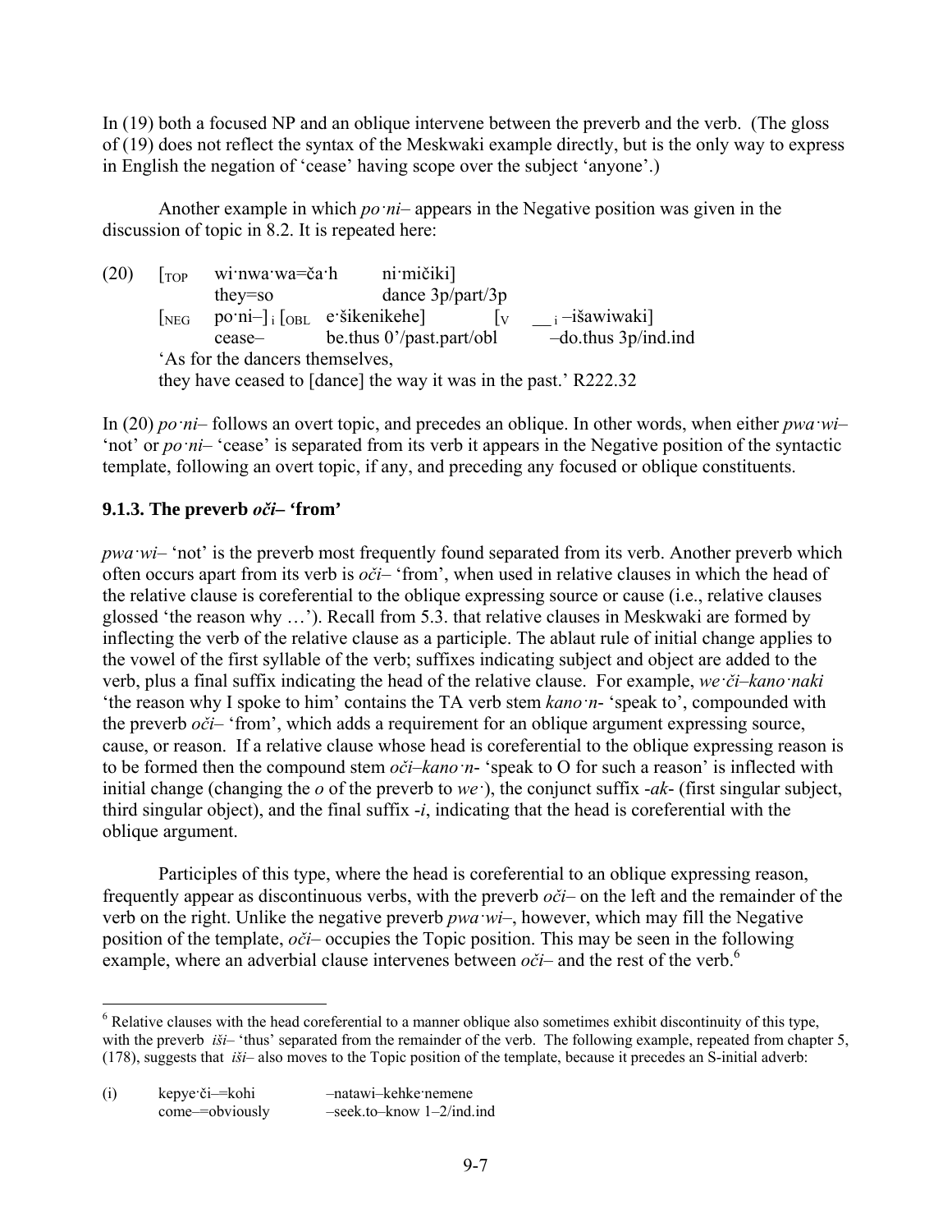In (19) both a focused NP and an oblique intervene between the preverb and the verb. (The gloss of (19) does not reflect the syntax of the Meskwaki example directly, but is the only way to express in English the negation of 'cease' having scope over the subject 'anyone'.)

Another example in which *po·ni–* appears in the Negative position was given in the discussion of topic in 8.2. It is repeated here:

```
(20)  [TOP  wi·nwa·wa=ča·h        ni·mičiki]
            they=so               dance 3p/part/3p
      [NEG  po·ni–]i [OBL  e·šikenikehe]            [V  __i –išawiwaki]
            cease–         be.thus 0'/past.part/obl      –do.thus 3p/ind.ind
      'As for the dancers themselves,
      they have ceased to [dance] the way it was in the past.' R222.32
```

In (20) *po·ni–* follows an overt topic, and precedes an oblique. In other words, when either *pwa·wi–* 'not' or *po·ni–* 'cease' is separated from its verb it appears in the Negative position of the syntactic template, following an overt topic, if any, and preceding any focused or oblique constituents.

### 9.1.3. The preverb *oči–* 'from'

*pwa·wi–* 'not' is the preverb most frequently found separated from its verb. Another preverb which often occurs apart from its verb is *oči–* 'from', when used in relative clauses in which the head of the relative clause is coreferential to the oblique expressing source or cause (i.e., relative clauses glossed 'the reason why …'). Recall from 5.3. that relative clauses in Meskwaki are formed by inflecting the verb of the relative clause as a participle. The ablaut rule of initial change applies to the vowel of the first syllable of the verb; suffixes indicating subject and object are added to the verb, plus a final suffix indicating the head of the relative clause. For example, *we·či–kano·naki* 'the reason why I spoke to him' contains the TA verb stem *kano·n-* 'speak to', compounded with the preverb *oči–* 'from', which adds a requirement for an oblique argument expressing source, cause, or reason. If a relative clause whose head is coreferential to the oblique expressing reason is to be formed then the compound stem *oči–kano·n-* 'speak to O for such a reason' is inflected with initial change (changing the *o* of the preverb to *we·*), the conjunct suffix *-ak-* (first singular subject, third singular object), and the final suffix *-i*, indicating that the head is coreferential with the oblique argument.

Participles of this type, where the head is coreferential to an oblique expressing reason, frequently appear as discontinuous verbs, with the preverb *oči–* on the left and the remainder of the verb on the right. Unlike the negative preverb *pwa·wi–*, however, which may fill the Negative position of the template, *oči–* occupies the Topic position. This may be seen in the following example, where an adverbial clause intervenes between *oči–* and the rest of the verb.[6]

---

[6] Relative clauses with the head coreferential to a manner oblique also sometimes exhibit discontinuity of this type, with the preverb *iši–* 'thus' separated from the remainder of the verb. The following example, repeated from chapter 5, (178), suggests that *iši–* also moves to the Topic position of the template, because it precedes an S-initial adverb:

```
(i)   kepye·či–=kohi          –natawi–kehke·nemene
      come–=obviously         –seek.to–know 1–2/ind.ind
```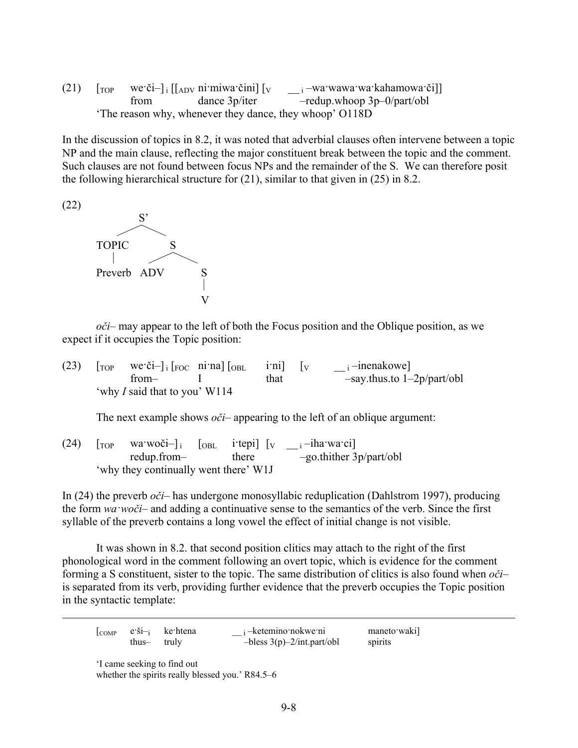(21) [<sub>TOP</sub> we·či–]<sub>i</sub> [[<sub>ADV</sub> ni·miwa·čini] [<sub>V</sub> __<sub>i</sub> –wa·wawa·wa·kahamowa·či]]
from dance 3p/iter –redup.whoop 3p–0/part/obl
'The reason why, whenever they dance, they whoop' O118D

In the discussion of topics in 8.2, it was noted that adverbial clauses often intervene between a topic NP and the main clause, reflecting the major constituent break between the topic and the comment. Such clauses are not found between focus NPs and the remainder of the S. We can therefore posit the following hierarchical structure for (21), similar to that given in (25) in 8.2.

(22)

```
        S'
       /  \
   TOPIC    S
     |     / \
 Preverb ADV  S
              |
              V
```

*oči–* may appear to the left of both the Focus position and the Oblique position, as we expect if it occupies the Topic position:

(23) [<sub>TOP</sub> we·či–]<sub>i</sub> [<sub>FOC</sub> ni·na] [<sub>OBL</sub> i·ni] [<sub>V</sub> __<sub>i</sub> –inenakowe]
from– I that –say.thus.to 1–2p/part/obl
'why *I* said that to you' W114

The next example shows *oči–* appearing to the left of an oblique argument:

(24) [<sub>TOP</sub> wa·woči–]<sub>i</sub> [<sub>OBL</sub> i·tepi] [<sub>V</sub> __<sub>i</sub> –iha·wa·ci]
redup.from– there –go.thither 3p/part/obl
'why they continually went there' W1J

In (24) the preverb *oči–* has undergone monosyllabic reduplication (Dahlstrom 1997), producing the form *wa·woči–* and adding a continuative sense to the semantics of the verb. Since the first syllable of the preverb contains a long vowel the effect of initial change is not visible.

It was shown in 8.2. that second position clitics may attach to the right of the first phonological word in the comment following an overt topic, which is evidence for the comment forming a S constituent, sister to the topic. The same distribution of clitics is also found when *oči–* is separated from its verb, providing further evidence that the preverb occupies the Topic position in the syntactic template:

---

[<sub>COMP</sub> e·ši–<sub>i</sub> ke·htena __<sub>i</sub> –ketemino·nokwe·ni maneto·waki]
thus– truly –bless 3(p)–2/int.part/obl spirits

'I came seeking to find out
whether the spirits really blessed you.' R84.5–6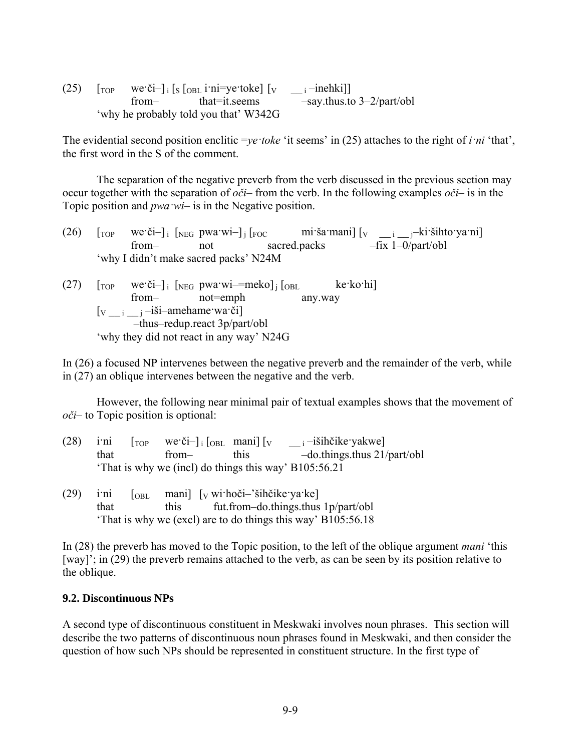(25) [$_{TOP}$ we·či–]$_i$ [$_S$ [$_{OBL}$ i·ni=ye·toke] [$_V$ __$_i$ –inehki]]
from– that=it.seems –say.thus.to 3–2/part/obl
'why he probably told you that' W342G

The evidential second position enclitic =*ye·toke* 'it seems' in (25) attaches to the right of *i·ni* 'that', the first word in the S of the comment.

The separation of the negative preverb from the verb discussed in the previous section may occur together with the separation of *oči–* from the verb. In the following examples *oči–* is in the Topic position and *pwa·wi–* is in the Negative position.

(26) [$_{TOP}$ we·či–]$_i$ [$_{NEG}$ pwa·wi–]$_j$ [$_{FOC}$ mi·ša·mani] [$_V$ __$_i$ __$_j$–ki·šihto·ya·ni]
from– not sacred.packs –fix 1–0/part/obl
'why I didn't make sacred packs' N24M

(27) [$_{TOP}$ we·či–]$_i$ [$_{NEG}$ pwa·wi–=meko]$_j$ [$_{OBL}$ ke·ko·hi]
from– not=emph any.way
[$_V$ __$_i$ __$_j$ –iši–amehame·wa·či]
–thus–redup.react 3p/part/obl
'why they did not react in any way' N24G

In (26) a focused NP intervenes between the negative preverb and the remainder of the verb, while in (27) an oblique intervenes between the negative and the verb.

However, the following near minimal pair of textual examples shows that the movement of *oči–* to Topic position is optional:

(28) i·ni [$_{TOP}$ we·či–]$_i$ [$_{OBL}$ mani] [$_V$ __$_i$ –išihčike·yakwe]
that from– this –do.things.thus 21/part/obl
'That is why we (incl) do things this way' B105:56.21

(29) i·ni [$_{OBL}$ mani] [$_V$ wi·hoči–'šihčike·ya·ke]
that this fut.from–do.things.thus 1p/part/obl
'That is why we (excl) are to do things this way' B105:56.18

In (28) the preverb has moved to the Topic position, to the left of the oblique argument *mani* 'this [way]'; in (29) the preverb remains attached to the verb, as can be seen by its position relative to the oblique.

### 9.2. Discontinuous NPs

A second type of discontinuous constituent in Meskwaki involves noun phrases. This section will describe the two patterns of discontinuous noun phrases found in Meskwaki, and then consider the question of how such NPs should be represented in constituent structure. In the first type of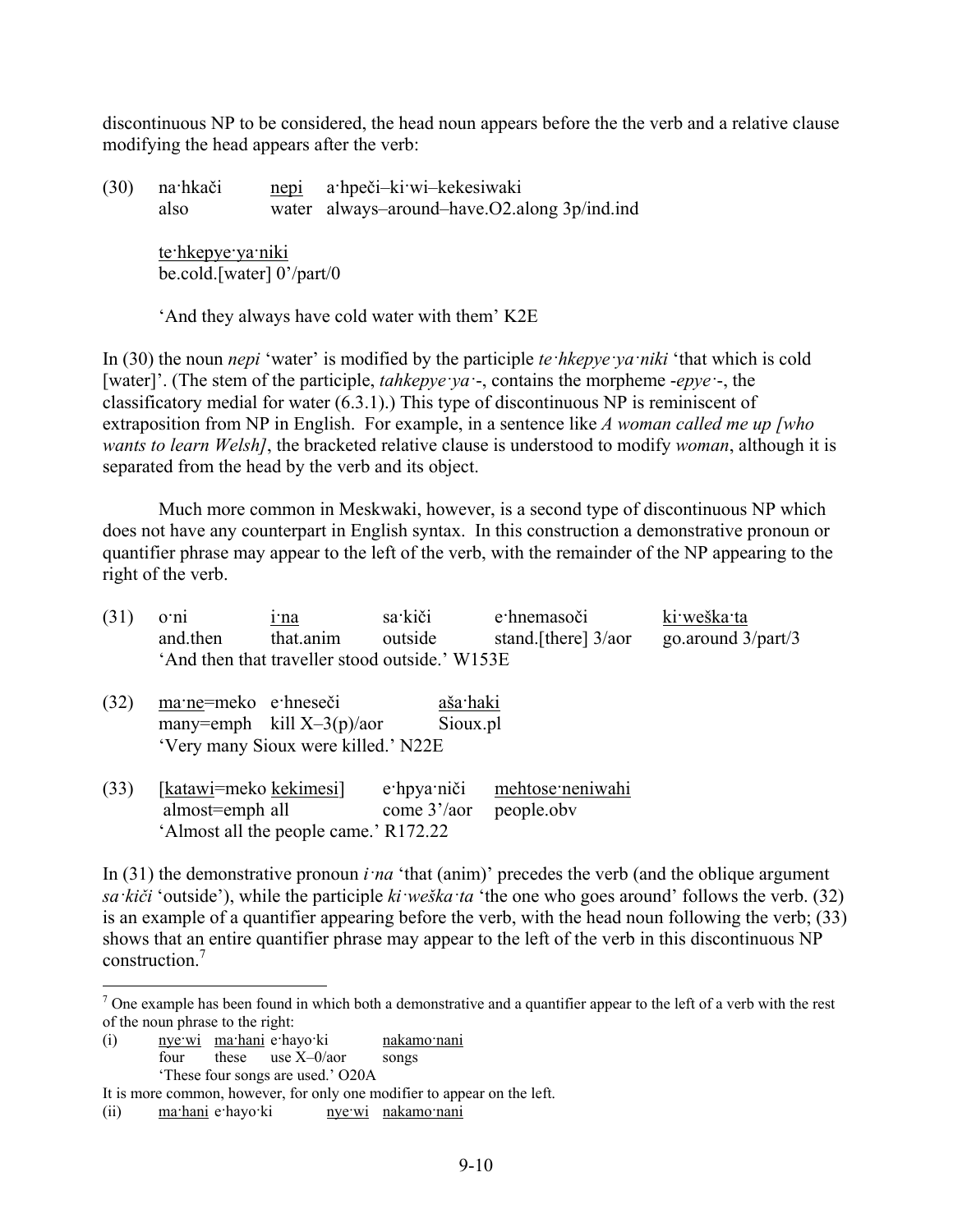discontinuous NP to be considered, the head noun appears before the the verb and a relative clause modifying the head appears after the verb:

(30) na·hkači <u>nepi</u> a·hpeči–ki·wi–kekesiwaki
also water always–around–have.O2.along 3p/ind.ind

<u>te·hkepye·ya·niki</u>
be.cold.[water] 0'/part/0

'And they always have cold water with them' K2E

In (30) the noun *nepi* 'water' is modified by the participle *te·hkepye·ya·niki* 'that which is cold [water]'. (The stem of the participle, *tahkepye·ya·*-, contains the morpheme *-epye·*-, the classificatory medial for water (6.3.1).) This type of discontinuous NP is reminiscent of extraposition from NP in English. For example, in a sentence like *A woman called me up [who wants to learn Welsh]*, the bracketed relative clause is understood to modify *woman*, although it is separated from the head by the verb and its object.

Much more common in Meskwaki, however, is a second type of discontinuous NP which does not have any counterpart in English syntax. In this construction a demonstrative pronoun or quantifier phrase may appear to the left of the verb, with the remainder of the NP appearing to the right of the verb.

(31) o·ni <u>i·na</u> sa·kiči e·hnemasoči <u>ki·weška·ta</u>
and.then that.anim outside stand.[there] 3/aor go.around 3/part/3
'And then that traveller stood outside.' W153E

(32) <u>ma·ne</u>=meko e·hneseči <u>aša·haki</u>
many=emph kill X–3(p)/aor Sioux.pl
'Very many Sioux were killed.' N22E

(33) [<u>katawi</u>=meko <u>kekimesi</u>] e·hpya·niči <u>mehtose·neniwahi</u>
almost=emph all come 3'/aor people.obv
'Almost all the people came.' R172.22

In (31) the demonstrative pronoun *i·na* 'that (anim)' precedes the verb (and the oblique argument *sa·kiči* 'outside'), while the participle *ki·weška·ta* 'the one who goes around' follows the verb. (32) is an example of a quantifier appearing before the verb, with the head noun following the verb; (33) shows that an entire quantifier phrase may appear to the left of the verb in this discontinuous NP construction.[7]

---

[7] One example has been found in which both a demonstrative and a quantifier appear to the left of a verb with the rest of the noun phrase to the right:

(i) <u>nye·wi</u> <u>ma·hani</u> e·hayo·ki <u>nakamo·nani</u>
four these use X–0/aor songs
'These four songs are used.' O20A

It is more common, however, for only one modifier to appear on the left.

(ii) <u>ma·hani</u> e·hayo·ki <u>nye·wi</u> <u>nakamo·nani</u>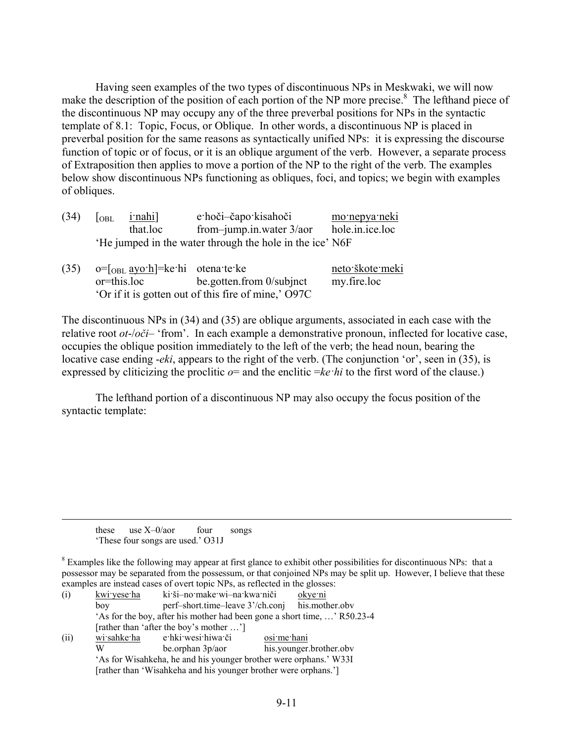Having seen examples of the two types of discontinuous NPs in Meskwaki, we will now make the description of the position of each portion of the NP more precise.[8] The lefthand piece of the discontinuous NP may occupy any of the three preverbal positions for NPs in the syntactic template of 8.1: Topic, Focus, or Oblique. In other words, a discontinuous NP is placed in preverbal position for the same reasons as syntactically unified NPs: it is expressing the discourse function of topic or of focus, or it is an oblique argument of the verb. However, a separate process of Extraposition then applies to move a portion of the NP to the right of the verb. The examples below show discontinuous NPs functioning as obliques, foci, and topics; we begin with examples of obliques.

(34) [OBL <u>i·nahi</u>] e·hoči–čapo·kisahoči <u>mo·nepya·neki</u>
that.loc from–jump.in.water 3/aor hole.in.ice.loc
'He jumped in the water through the hole in the ice' N6F

(35) o=[OBL <u>ayo·h</u>]=ke·hi otena·te·ke <u>neto·škote·meki</u>
or=this.loc be.gotten.from 0/subjnct my.fire.loc
'Or if it is gotten out of this fire of mine,' O97C

The discontinuous NPs in (34) and (35) are oblique arguments, associated in each case with the relative root *ot-*/*oči–* 'from'. In each example a demonstrative pronoun, inflected for locative case, occupies the oblique position immediately to the left of the verb; the head noun, bearing the locative case ending *-eki*, appears to the right of the verb. (The conjunction 'or', seen in (35), is expressed by cliticizing the proclitic *o=* and the enclitic *=ke·hi* to the first word of the clause.)

The lefthand portion of a discontinuous NP may also occupy the focus position of the syntactic template:

---

these use X–0/aor four songs
'These four songs are used.' O31J

[8] Examples like the following may appear at first glance to exhibit other possibilities for discontinuous NPs: that a possessor may be separated from the possessum, or that conjoined NPs may be split up. However, I believe that these examples are instead cases of overt topic NPs, as reflected in the glosses:

(i) <u>kwi·yese·ha</u> ki·ši–no·make·wi–na·kwa·niči <u>okye·ni</u>
boy perf–short.time–leave 3'/ch.conj his.mother.obv
'As for the boy, after his mother had been gone a short time, …' R50.23-4
[rather than 'after the boy's mother …']

(ii) <u>wi·sahke·ha</u> e·hki·wesi·hiwa·či <u>osi·me·hani</u>
W be.orphan 3p/aor his.younger.brother.obv
'As for Wisahkeha, he and his younger brother were orphans.' W33I
[rather than 'Wisahkeha and his younger brother were orphans.']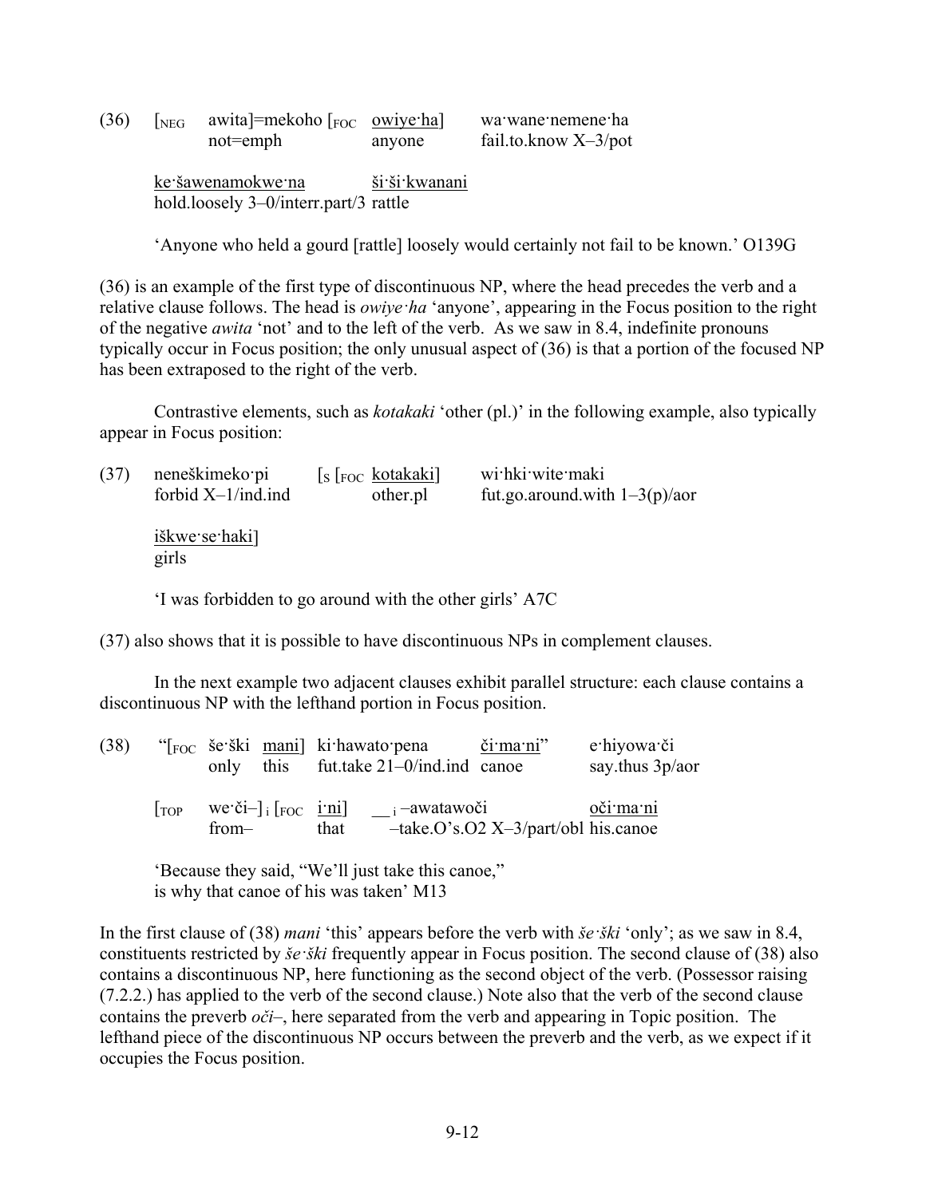(36) [<sub>NEG</sub> awita]=mekoho [<sub>FOC</sub> <u>owiye·ha</u>] wa·wane·nemene·ha
not=emph anyone fail.to.know X–3/pot

<u>ke·šawenamokwe·na</u> <u>ši·ši·kwanani</u>
hold.loosely 3–0/interr.part/3 rattle

'Anyone who held a gourd [rattle] loosely would certainly not fail to be known.' O139G

(36) is an example of the first type of discontinuous NP, where the head precedes the verb and a relative clause follows. The head is *owiye·ha* 'anyone', appearing in the Focus position to the right of the negative *awita* 'not' and to the left of the verb. As we saw in 8.4, indefinite pronouns typically occur in Focus position; the only unusual aspect of (36) is that a portion of the focused NP has been extraposed to the right of the verb.

Contrastive elements, such as *kotakaki* 'other (pl.)' in the following example, also typically appear in Focus position:

(37) neneškimeko·pi [<sub>S</sub> [<sub>FOC</sub> <u>kotakaki</u>] wi·hki·wite·maki
forbid X–1/ind.ind other.pl fut.go.around.with 1–3(p)/aor

<u>iškwe·se·haki</u>]
girls

'I was forbidden to go around with the other girls' A7C

(37) also shows that it is possible to have discontinuous NPs in complement clauses.

In the next example two adjacent clauses exhibit parallel structure: each clause contains a discontinuous NP with the lefthand portion in Focus position.

(38) "[<sub>FOC</sub> še·ški <u>mani</u>] ki·hawato·pena <u>či·ma·ni</u>" e·hiyowa·či
only this fut.take 21–0/ind.ind canoe say.thus 3p/aor

[<sub>TOP</sub> we·či–]<sub>i</sub> [<sub>FOC</sub> <u>i·ni</u>] \_\_<sub>i</sub> –awatawoči <u>oči·ma·ni</u>
from– that –take.O's.O2 X–3/part/obl his.canoe

'Because they said, "We'll just take this canoe,"
is why that canoe of his was taken' M13

In the first clause of (38) *mani* 'this' appears before the verb with *še·ški* 'only'; as we saw in 8.4, constituents restricted by *še·ški* frequently appear in Focus position. The second clause of (38) also contains a discontinuous NP, here functioning as the second object of the verb. (Possessor raising (7.2.2.) has applied to the verb of the second clause.) Note also that the verb of the second clause contains the preverb *oči–*, here separated from the verb and appearing in Topic position. The lefthand piece of the discontinuous NP occurs between the preverb and the verb, as we expect if it occupies the Focus position.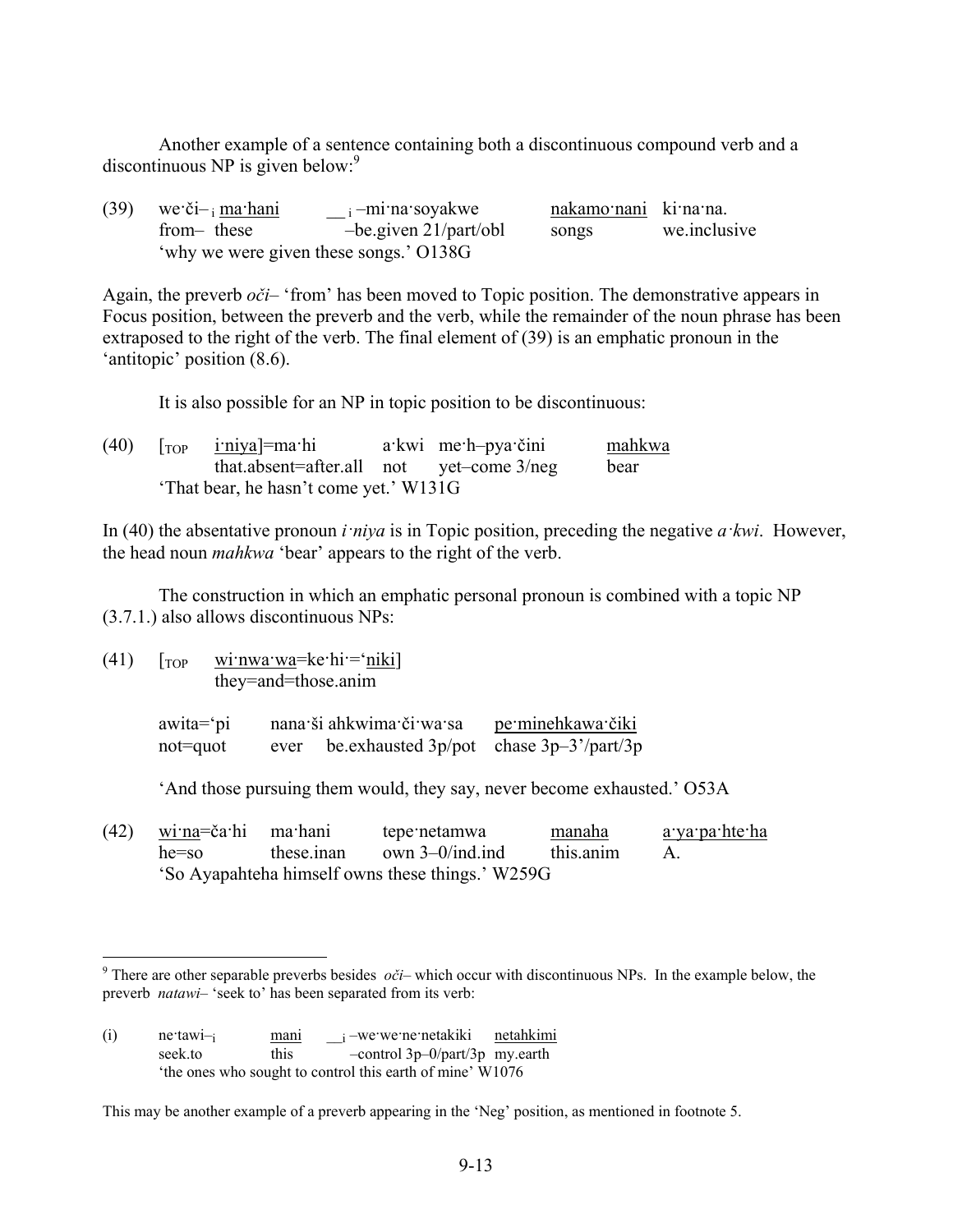Another example of a sentence containing both a discontinuous compound verb and a discontinuous NP is given below:[9]

(39) we·či–$_i$ <u>ma·hani</u> __$_i$ –mi·na·soyakwe <u>nakamo·nani</u> ki·na·na.
from– these –be.given 21/part/obl songs we.inclusive
'why we were given these songs.' O138G

Again, the preverb *oči–* 'from' has been moved to Topic position. The demonstrative appears in Focus position, between the preverb and the verb, while the remainder of the noun phrase has been extraposed to the right of the verb. The final element of (39) is an emphatic pronoun in the 'antitopic' position (8.6).

It is also possible for an NP in topic position to be discontinuous:

(40) [$_{TOP}$ <u>i·niya</u>]=ma·hi a·kwi me·h–pya·čini <u>mahkwa</u>
that.absent=after.all not yet–come 3/neg bear
'That bear, he hasn't come yet.' W131G

In (40) the absentative pronoun *i·niya* is in Topic position, preceding the negative *a·kwi*. However, the head noun *mahkwa* 'bear' appears to the right of the verb.

The construction in which an emphatic personal pronoun is combined with a topic NP (3.7.1.) also allows discontinuous NPs:

(41) [$_{TOP}$ <u>wi·nwa·wa</u>=ke·hi·='<u>niki</u>]
they=and=those.anim

awita='pi nana·ši ahkwima·či·wa·sa <u>pe·minehkawa·čiki</u>
not=quot ever be.exhausted 3p/pot chase 3p–3'/part/3p

'And those pursuing them would, they say, never become exhausted.' O53A

(42) <u>wi·na</u>=ča·hi ma·hani tepe·netamwa <u>manaha</u> <u>a·ya·pa·hte·ha</u>
he=so these.inan own 3–0/ind.ind this.anim A.
'So Ayapahteha himself owns these things.' W259G

---

[9] There are other separable preverbs besides *oči–* which occur with discontinuous NPs. In the example below, the preverb *natawi–* 'seek to' has been separated from its verb:

(i) ne·tawi–$_i$ <u>mani</u> __$_i$ –we·we·ne·netakiki <u>netahkimi</u>
seek.to this –control 3p–0/part/3p my.earth
'the ones who sought to control this earth of mine' W1076

This may be another example of a preverb appearing in the 'Neg' position, as mentioned in footnote 5.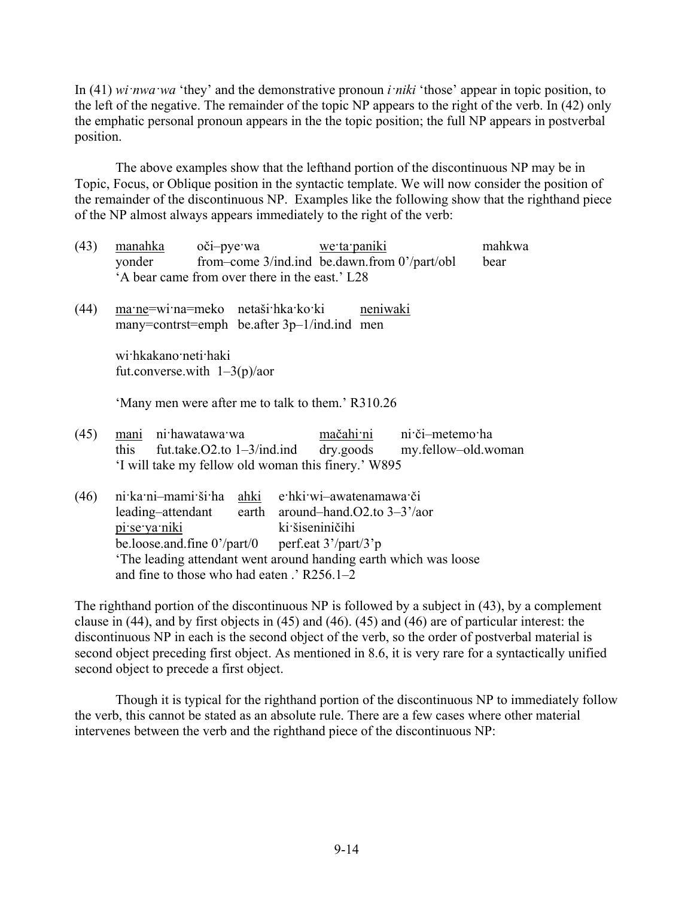In (41) *wi·nwa·wa* 'they' and the demonstrative pronoun *i·niki* 'those' appear in topic position, to the left of the negative. The remainder of the topic NP appears to the right of the verb. In (42) only the emphatic personal pronoun appears in the the topic position; the full NP appears in postverbal position.

The above examples show that the lefthand portion of the discontinuous NP may be in Topic, Focus, or Oblique position in the syntactic template. We will now consider the position of the remainder of the discontinuous NP. Examples like the following show that the righthand piece of the NP almost always appears immediately to the right of the verb:

(43) <u>manahka</u> oči–pye·wa <u>we·ta·paniki</u> mahkwa
yonder from–come 3/ind.ind be.dawn.from 0'/part/obl bear
'A bear came from over there in the east.' L28

(44) <u>ma·ne</u>=wi·na=meko netaši·hka·ko·ki <u>neniwaki</u>
many=contrst=emph be.after 3p–1/ind.ind men

wi·hkakano·neti·haki
fut.converse.with 1–3(p)/aor

'Many men were after me to talk to them.' R310.26

(45) <u>mani</u> ni·hawatawa·wa <u>mačahi·ni</u> ni·či–metemo·ha
this fut.take.O2.to 1–3/ind.ind dry.goods my.fellow–old.woman
'I will take my fellow old woman this finery.' W895

(46) ni·ka·ni–mami·ši·ha <u>ahki</u> e·hki·wi–awatenamawa·či
leading–attendant earth around–hand.O2.to 3–3'/aor
<u>pi·se·ya·niki</u> ki·šiseniničihi
be.loose.and.fine 0'/part/0 perf.eat 3'/part/3'p
'The leading attendant went around handing earth which was loose and fine to those who had eaten .' R256.1–2

The righthand portion of the discontinuous NP is followed by a subject in (43), by a complement clause in (44), and by first objects in (45) and (46). (45) and (46) are of particular interest: the discontinuous NP in each is the second object of the verb, so the order of postverbal material is second object preceding first object. As mentioned in 8.6, it is very rare for a syntactically unified second object to precede a first object.

Though it is typical for the righthand portion of the discontinuous NP to immediately follow the verb, this cannot be stated as an absolute rule. There are a few cases where other material intervenes between the verb and the righthand piece of the discontinuous NP: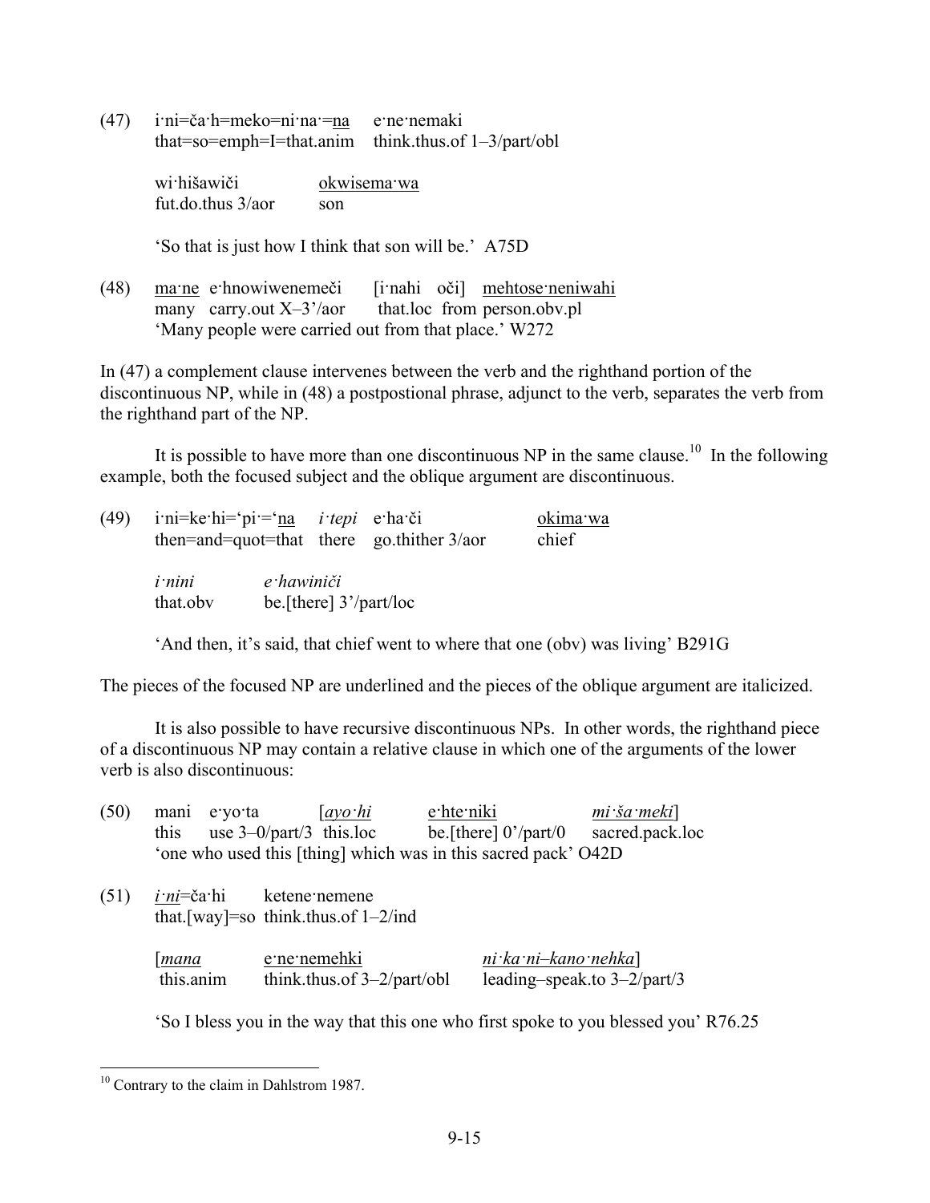(47) i·ni=ča·h=meko=ni·na·=<u>na</u> e·ne·nemaki
that=so=emph=I=that.anim think.thus.of 1–3/part/obl

wi·hišawiči <u>okwisema·wa</u>
fut.do.thus 3/aor son

'So that is just how I think that son will be.' A75D

(48) <u>ma·ne</u> e·hnowiwenemeči [i·nahi oči] <u>mehtose·neniwahi</u>
many carry.out X–3'/aor that.loc from person.obv.pl
'Many people were carried out from that place.' W272

In (47) a complement clause intervenes between the verb and the righthand portion of the discontinuous NP, while in (48) a postpostional phrase, adjunct to the verb, separates the verb from the righthand part of the NP.

It is possible to have more than one discontinuous NP in the same clause.[10] In the following example, both the focused subject and the oblique argument are discontinuous.

(49) i·ni=ke·hi='pi·='<u>na</u> *i·tepi* e·ha·či <u>okima·wa</u>
then=and=quot=that there go.thither 3/aor chief

*i·nini* *e·hawiniči*
that.obv be.[there] 3'/part/loc

'And then, it's said, that chief went to where that one (obv) was living' B291G

The pieces of the focused NP are underlined and the pieces of the oblique argument are italicized.

It is also possible to have recursive discontinuous NPs. In other words, the righthand piece of a discontinuous NP may contain a relative clause in which one of the arguments of the lower verb is also discontinuous:

(50) mani e·yo·ta [*<u>ayo·hi</u>* <u>e·hte·niki</u> *<u>mi·ša·meki</u>*]
this use 3–0/part/3 this.loc be.[there] 0'/part/0 sacred.pack.loc
'one who used this [thing] which was in this sacred pack' O42D

(51) *<u>i·ni</u>*=ča·hi ketene·nemene
that.[way]=so think.thus.of 1–2/ind

[*<u>mana</u>* <u>e·ne·nemehki</u> *<u>ni·ka·ni–kano·nehka</u>*]
this.anim think.thus.of 3–2/part/obl leading–speak.to 3–2/part/3

'So I bless you in the way that this one who first spoke to you blessed you' R76.25

---

[10] Contrary to the claim in Dahlstrom 1987.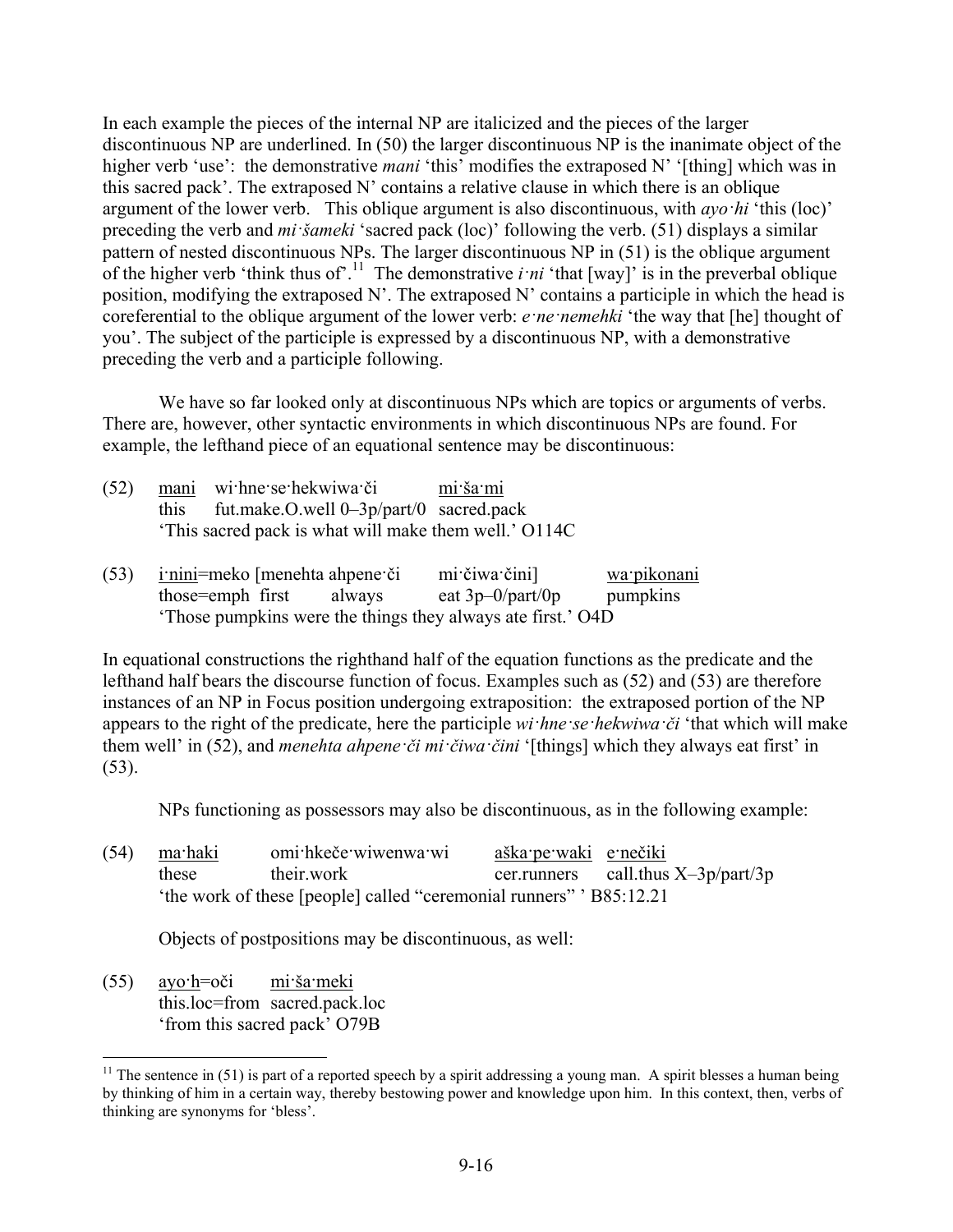In each example the pieces of the internal NP are italicized and the pieces of the larger discontinuous NP are underlined. In (50) the larger discontinuous NP is the inanimate object of the higher verb 'use': the demonstrative *mani* 'this' modifies the extraposed N' '[thing] which was in this sacred pack'. The extraposed N' contains a relative clause in which there is an oblique argument of the lower verb. This oblique argument is also discontinuous, with *ayo·hi* 'this (loc)' preceding the verb and *mi·šameki* 'sacred pack (loc)' following the verb. (51) displays a similar pattern of nested discontinuous NPs. The larger discontinuous NP in (51) is the oblique argument of the higher verb 'think thus of'.[11] The demonstrative *i·ni* 'that [way]' is in the preverbal oblique position, modifying the extraposed N'. The extraposed N' contains a participle in which the head is coreferential to the oblique argument of the lower verb: *e·ne·nemehki* 'the way that [he] thought of you'. The subject of the participle is expressed by a discontinuous NP, with a demonstrative preceding the verb and a participle following.

We have so far looked only at discontinuous NPs which are topics or arguments of verbs. There are, however, other syntactic environments in which discontinuous NPs are found. For example, the lefthand piece of an equational sentence may be discontinuous:

(52) <u>mani</u> wi·hne·se·hekwiwa·či <u>mi·ša·mi</u>
this fut.make.O.well 0–3p/part/0 sacred.pack
'This sacred pack is what will make them well.' O114C

(53) <u>i·nini</u>=meko [menehta ahpene·či mi·čiwa·čini] <u>wa·pikonani</u>
those=emph first always eat 3p–0/part/0p pumpkins
'Those pumpkins were the things they always ate first.' O4D

In equational constructions the righthand half of the equation functions as the predicate and the lefthand half bears the discourse function of focus. Examples such as (52) and (53) are therefore instances of an NP in Focus position undergoing extraposition: the extraposed portion of the NP appears to the right of the predicate, here the participle *wi·hne·se·hekwiwa·či* 'that which will make them well' in (52), and *menehta ahpene·či mi·čiwa·čini* '[things] which they always eat first' in (53).

NPs functioning as possessors may also be discontinuous, as in the following example:

(54) <u>ma·haki</u> omi·hkeče·wiwenwa·wi <u>aška·pe·waki</u> <u>e·nečiki</u>
these their.work cer.runners call.thus X–3p/part/3p
'the work of these [people] called "ceremonial runners" ' B85:12.21

Objects of postpositions may be discontinuous, as well:

(55) <u>ayo·h</u>=oči <u>mi·ša·meki</u>
this.loc=from sacred.pack.loc
'from this sacred pack' O79B

[11] The sentence in (51) is part of a reported speech by a spirit addressing a young man. A spirit blesses a human being by thinking of him in a certain way, thereby bestowing power and knowledge upon him. In this context, then, verbs of thinking are synonyms for 'bless'.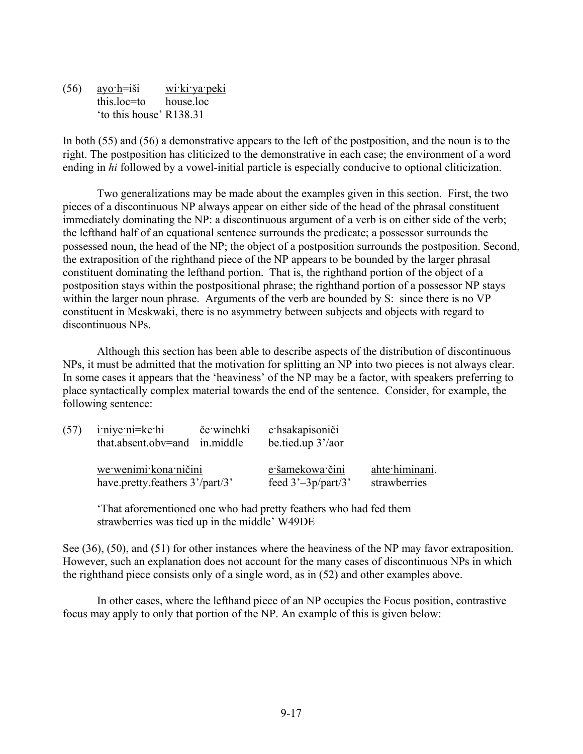(56) <u>ayo·h</u>=iši <u>wi·ki·ya·peki</u>
this.loc=to house.loc
'to this house' R138.31

In both (55) and (56) a demonstrative appears to the left of the postposition, and the noun is to the right. The postposition has cliticized to the demonstrative in each case; the environment of a word ending in *hi* followed by a vowel-initial particle is especially conducive to optional cliticization.

Two generalizations may be made about the examples given in this section. First, the two pieces of a discontinuous NP always appear on either side of the head of the phrasal constituent immediately dominating the NP: a discontinuous argument of a verb is on either side of the verb; the lefthand half of an equational sentence surrounds the predicate; a possessor surrounds the possessed noun, the head of the NP; the object of a postposition surrounds the postposition. Second, the extraposition of the righthand piece of the NP appears to be bounded by the larger phrasal constituent dominating the lefthand portion. That is, the righthand portion of the object of a postposition stays within the postpositional phrase; the righthand portion of a possessor NP stays within the larger noun phrase. Arguments of the verb are bounded by S: since there is no VP constituent in Meskwaki, there is no asymmetry between subjects and objects with regard to discontinuous NPs.

Although this section has been able to describe aspects of the distribution of discontinuous NPs, it must be admitted that the motivation for splitting an NP into two pieces is not always clear. In some cases it appears that the 'heaviness' of the NP may be a factor, with speakers preferring to place syntactically complex material towards the end of the sentence. Consider, for example, the following sentence:

(57) <u>i·niye·ni</u>=ke·hi če·winehki e·hsakapisoniči
that.absent.obv=and in.middle be.tied.up 3'/aor

<u>we·wenimi·kona·ničini</u> <u>e·šamekowa·čini</u> <u>ahte·himinani</u>.
have.pretty.feathers 3'/part/3' feed 3'–3p/part/3' strawberries

'That aforementioned one who had pretty feathers who had fed them strawberries was tied up in the middle' W49DE

See (36), (50), and (51) for other instances where the heaviness of the NP may favor extraposition. However, such an explanation does not account for the many cases of discontinuous NPs in which the righthand piece consists only of a single word, as in (52) and other examples above.

In other cases, where the lefthand piece of an NP occupies the Focus position, contrastive focus may apply to only that portion of the NP. An example of this is given below: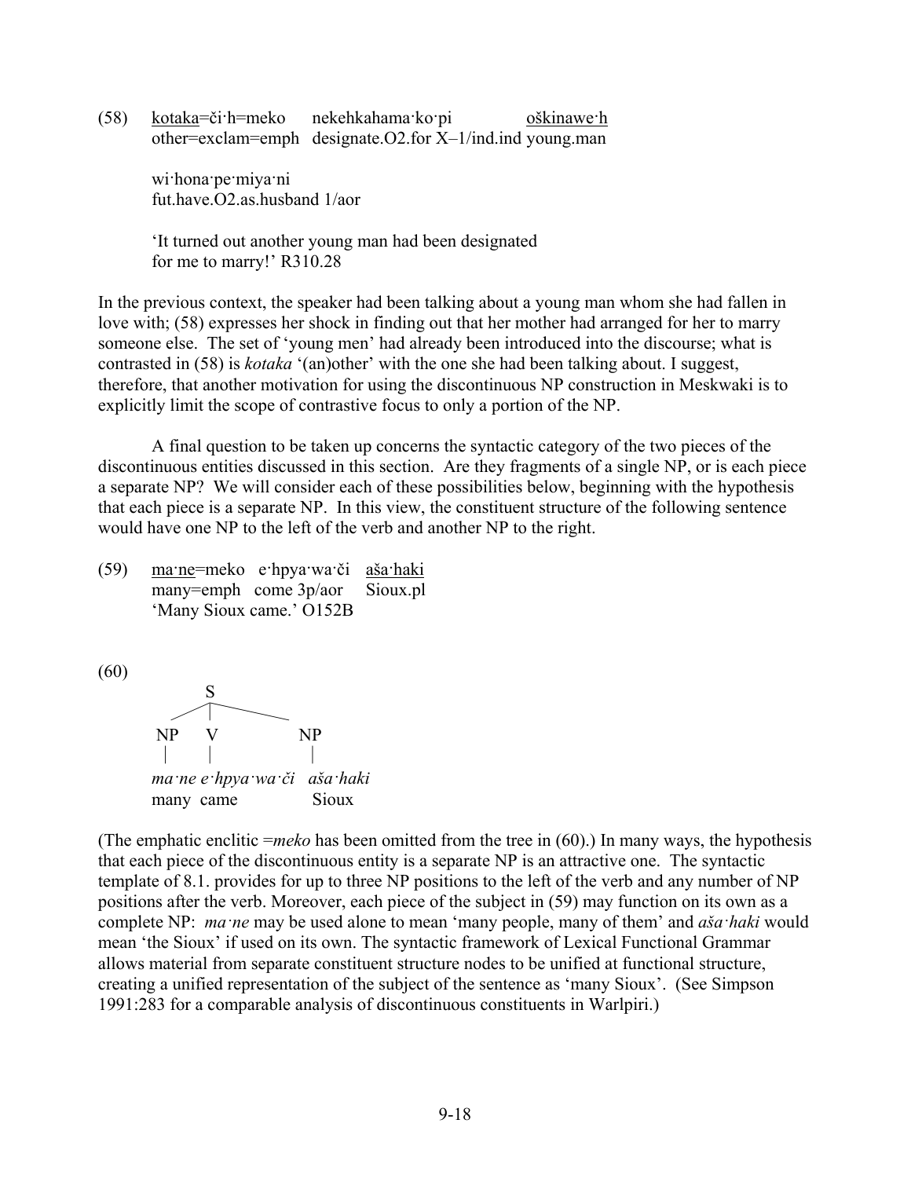(58) <u>kotaka</u>=či·h=meko nekehkahama·ko·pi <u>oškinawe·h</u>
other=exclam=emph designate.O2.for X–1/ind.ind young.man

wi·hona·pe·miya·ni
fut.have.O2.as.husband 1/aor

'It turned out another young man had been designated for me to marry!' R310.28

In the previous context, the speaker had been talking about a young man whom she had fallen in love with; (58) expresses her shock in finding out that her mother had arranged for her to marry someone else. The set of 'young men' had already been introduced into the discourse; what is contrasted in (58) is *kotaka* '(an)other' with the one she had been talking about. I suggest, therefore, that another motivation for using the discontinuous NP construction in Meskwaki is to explicitly limit the scope of contrastive focus to only a portion of the NP.

A final question to be taken up concerns the syntactic category of the two pieces of the discontinuous entities discussed in this section. Are they fragments of a single NP, or is each piece a separate NP? We will consider each of these possibilities below, beginning with the hypothesis that each piece is a separate NP. In this view, the constituent structure of the following sentence would have one NP to the left of the verb and another NP to the right.

(59) <u>ma·ne</u>=meko e·hpya·wa·či <u>aša·haki</u>
many=emph come 3p/aor Sioux.pl
'Many Sioux came.' O152B

(60)

```
          S
     /    |    \
   NP     V     NP
   |      |      |
 ma·ne e·hpya·wa·či aša·haki
 many   came      Sioux
```

(The emphatic enclitic =*meko* has been omitted from the tree in (60).) In many ways, the hypothesis that each piece of the discontinuous entity is a separate NP is an attractive one. The syntactic template of 8.1. provides for up to three NP positions to the left of the verb and any number of NP positions after the verb. Moreover, each piece of the subject in (59) may function on its own as a complete NP: *ma·ne* may be used alone to mean 'many people, many of them' and *aša·haki* would mean 'the Sioux' if used on its own. The syntactic framework of Lexical Functional Grammar allows material from separate constituent structure nodes to be unified at functional structure, creating a unified representation of the subject of the sentence as 'many Sioux'. (See Simpson 1991:283 for a comparable analysis of discontinuous constituents in Warlpiri.)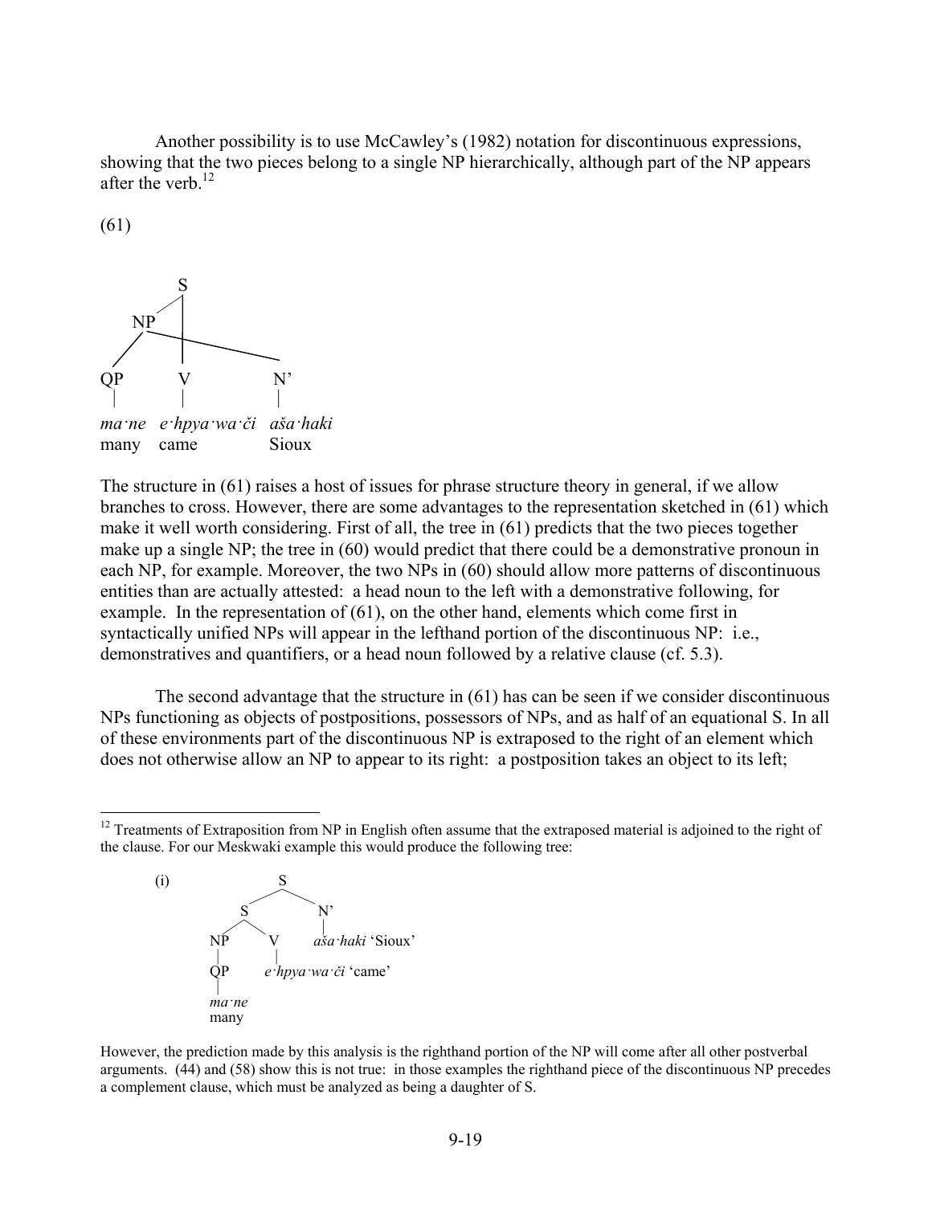Another possibility is to use McCawley's (1982) notation for discontinuous expressions, showing that the two pieces belong to a single NP hierarchically, although part of the NP appears after the verb.[12]

(61)

```
        S
       /|
     NP |
    /  \|_________
   /    |         \
 QP     V          N'
 |      |          |
ma·ne  e·hpya·wa·či  aša·haki
many   came        Sioux
```

The structure in (61) raises a host of issues for phrase structure theory in general, if we allow branches to cross. However, there are some advantages to the representation sketched in (61) which make it well worth considering. First of all, the tree in (61) predicts that the two pieces together make up a single NP; the tree in (60) would predict that there could be a demonstrative pronoun in each NP, for example. Moreover, the two NPs in (60) should allow more patterns of discontinuous entities than are actually attested: a head noun to the left with a demonstrative following, for example. In the representation of (61), on the other hand, elements which come first in syntactically unified NPs will appear in the lefthand portion of the discontinuous NP: i.e., demonstratives and quantifiers, or a head noun followed by a relative clause (cf. 5.3).

The second advantage that the structure in (61) has can be seen if we consider discontinuous NPs functioning as objects of postpositions, possessors of NPs, and as half of an equational S. In all of these environments part of the discontinuous NP is extraposed to the right of an element which does not otherwise allow an NP to appear to its right: a postposition takes an object to its left;

---

[12] Treatments of Extraposition from NP in English often assume that the extraposed material is adjoined to the right of the clause. For our Meskwaki example this would produce the following tree:

(i)

```
            S
           / \
          S   N'
         / \   |
       NP   V  aša·haki 'Sioux'
       |    |
       QP   e·hpya·wa·či 'came'
       |
     ma·ne
     many
```

However, the prediction made by this analysis is the righthand portion of the NP will come after all other postverbal arguments. (44) and (58) show this is not true: in those examples the righthand piece of the discontinuous NP precedes a complement clause, which must be analyzed as being a daughter of S.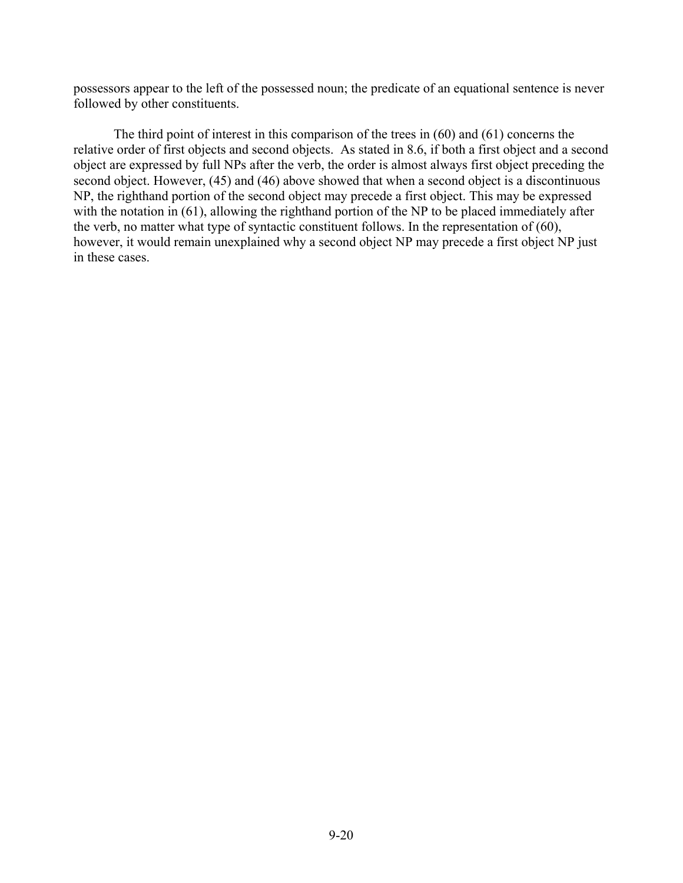possessors appear to the left of the possessed noun; the predicate of an equational sentence is never followed by other constituents.

The third point of interest in this comparison of the trees in (60) and (61) concerns the relative order of first objects and second objects. As stated in 8.6, if both a first object and a second object are expressed by full NPs after the verb, the order is almost always first object preceding the second object. However, (45) and (46) above showed that when a second object is a discontinuous NP, the righthand portion of the second object may precede a first object. This may be expressed with the notation in (61), allowing the righthand portion of the NP to be placed immediately after the verb, no matter what type of syntactic constituent follows. In the representation of (60), however, it would remain unexplained why a second object NP may precede a first object NP just in these cases.